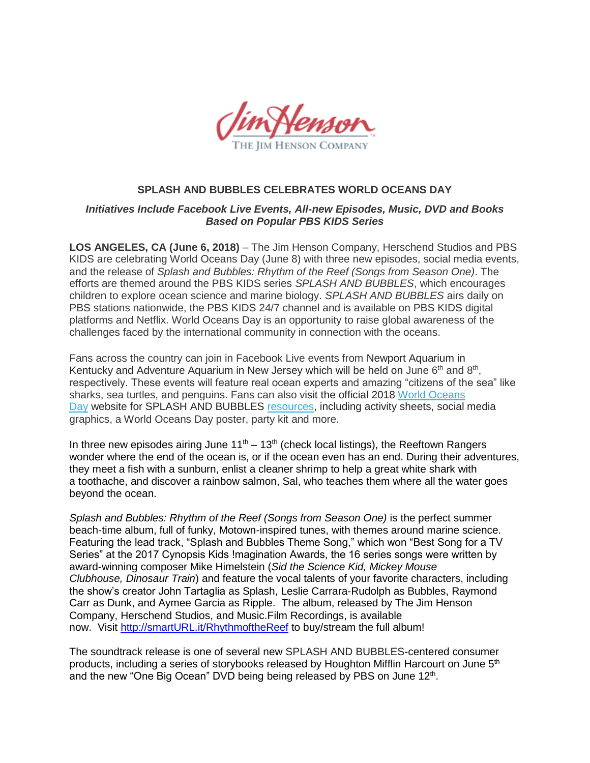Jim Henson
THE JIM HENSON COMPANY

**SPLASH AND BUBBLES CELEBRATES WORLD OCEANS DAY**

***Initiatives Include Facebook Live Events, All-new Episodes, Music, DVD and Books Based on Popular PBS KIDS Series***

**LOS ANGELES, CA (June 6, 2018)** – The Jim Henson Company, Herschend Studios and PBS KIDS are celebrating World Oceans Day (June 8) with three new episodes, social media events, and the release of *Splash and Bubbles: Rhythm of the Reef (Songs from Season One)*. The efforts are themed around the PBS KIDS series *SPLASH AND BUBBLES*, which encourages children to explore ocean science and marine biology. *SPLASH AND BUBBLES* airs daily on PBS stations nationwide, the PBS KIDS 24/7 channel and is available on PBS KIDS digital platforms and Netflix. World Oceans Day is an opportunity to raise global awareness of the challenges faced by the international community in connection with the oceans.

Fans across the country can join in Facebook Live events from Newport Aquarium in Kentucky and Adventure Aquarium in New Jersey which will be held on June 6th and 8th, respectively. These events will feature real ocean experts and amazing "citizens of the sea" like sharks, sea turtles, and penguins. Fans can also visit the official 2018 World Oceans Day website for SPLASH AND BUBBLES resources, including activity sheets, social media graphics, a World Oceans Day poster, party kit and more.

In three new episodes airing June 11th – 13th (check local listings), the Reeftown Rangers wonder where the end of the ocean is, or if the ocean even has an end. During their adventures, they meet a fish with a sunburn, enlist a cleaner shrimp to help a great white shark with a toothache, and discover a rainbow salmon, Sal, who teaches them where all the water goes beyond the ocean.

*Splash and Bubbles: Rhythm of the Reef (Songs from Season One)* is the perfect summer beach-time album, full of funky, Motown-inspired tunes, with themes around marine science. Featuring the lead track, "Splash and Bubbles Theme Song," which won "Best Song for a TV Series" at the 2017 Cynopsis Kids !magination Awards, the 16 series songs were written by award-winning composer Mike Himelstein (*Sid the Science Kid, Mickey Mouse Clubhouse, Dinosaur Train*) and feature the vocal talents of your favorite characters, including the show's creator John Tartaglia as Splash, Leslie Carrara-Rudolph as Bubbles, Raymond Carr as Dunk, and Aymee Garcia as Ripple. The album, released by The Jim Henson Company, Herschend Studios, and Music.Film Recordings, is available now. Visit http://smartURL.it/RhythmoftheReef to buy/stream the full album!

The soundtrack release is one of several new SPLASH AND BUBBLES-centered consumer products, including a series of storybooks released by Houghton Mifflin Harcourt on June 5th and the new "One Big Ocean" DVD being being released by PBS on June 12th.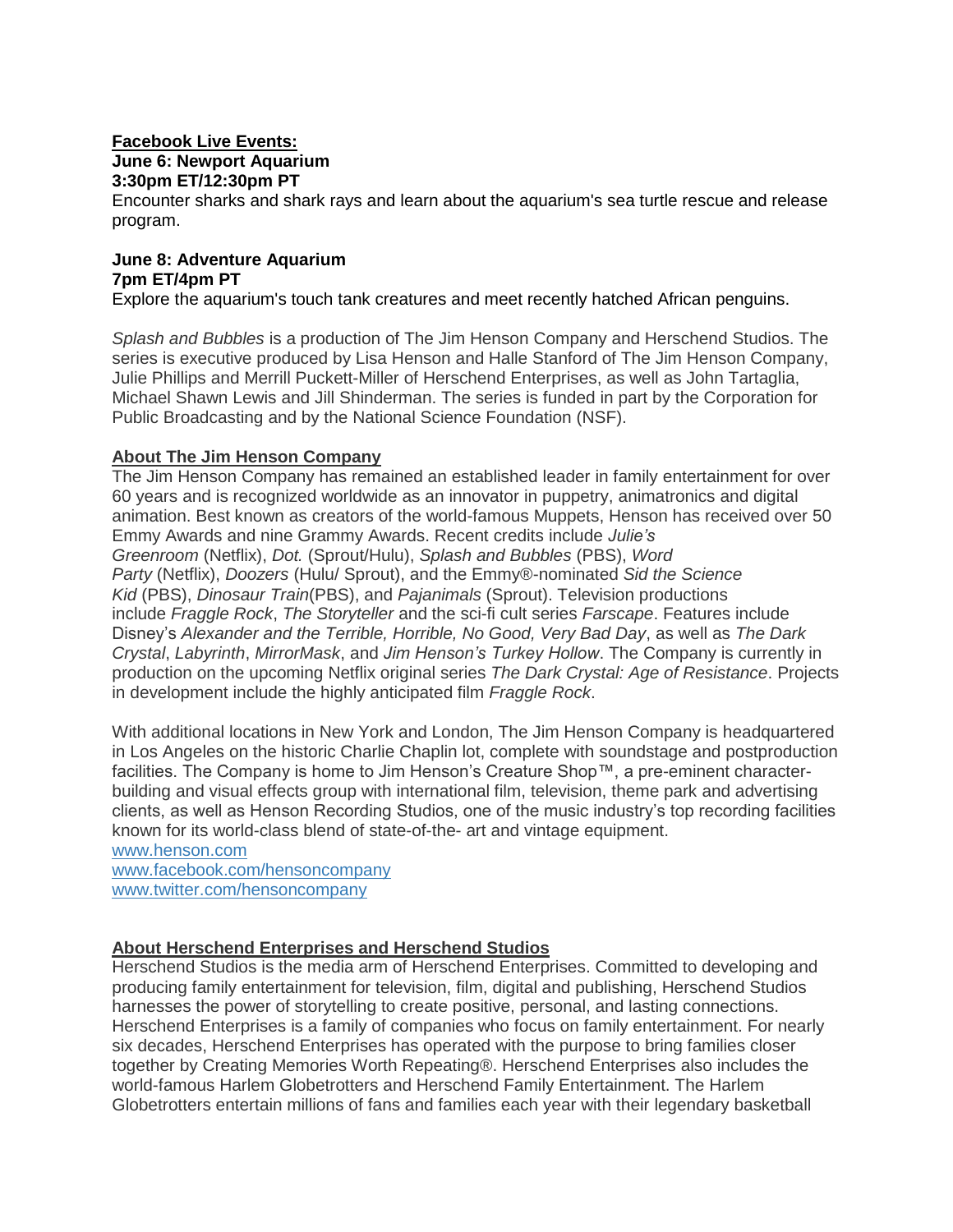**Facebook Live Events:**

**June 6: Newport Aquarium**
**3:30pm ET/12:30pm PT**
Encounter sharks and shark rays and learn about the aquarium's sea turtle rescue and release program.

**June 8: Adventure Aquarium**
**7pm ET/4pm PT**
Explore the aquarium's touch tank creatures and meet recently hatched African penguins.

*Splash and Bubbles* is a production of The Jim Henson Company and Herschend Studios. The series is executive produced by Lisa Henson and Halle Stanford of The Jim Henson Company, Julie Phillips and Merrill Puckett-Miller of Herschend Enterprises, as well as John Tartaglia, Michael Shawn Lewis and Jill Shinderman. The series is funded in part by the Corporation for Public Broadcasting and by the National Science Foundation (NSF).

**About The Jim Henson Company**

The Jim Henson Company has remained an established leader in family entertainment for over 60 years and is recognized worldwide as an innovator in puppetry, animatronics and digital animation. Best known as creators of the world-famous Muppets, Henson has received over 50 Emmy Awards and nine Grammy Awards. Recent credits include *Julie's Greenroom* (Netflix), *Dot.* (Sprout/Hulu), *Splash and Bubbles* (PBS), *Word Party* (Netflix), *Doozers* (Hulu/ Sprout), and the Emmy®-nominated *Sid the Science Kid* (PBS), *Dinosaur Train*(PBS), and *Pajanimals* (Sprout). Television productions include *Fraggle Rock*, *The Storyteller* and the sci-fi cult series *Farscape*. Features include Disney's *Alexander and the Terrible, Horrible, No Good, Very Bad Day*, as well as *The Dark Crystal*, *Labyrinth*, *MirrorMask*, and *Jim Henson's Turkey Hollow*. The Company is currently in production on the upcoming Netflix original series *The Dark Crystal: Age of Resistance*. Projects in development include the highly anticipated film *Fraggle Rock*.

With additional locations in New York and London, The Jim Henson Company is headquartered in Los Angeles on the historic Charlie Chaplin lot, complete with soundstage and postproduction facilities. The Company is home to Jim Henson's Creature Shop™, a pre-eminent character-building and visual effects group with international film, television, theme park and advertising clients, as well as Henson Recording Studios, one of the music industry's top recording facilities known for its world-class blend of state-of-the- art and vintage equipment.
www.henson.com
www.facebook.com/hensoncompany
www.twitter.com/hensoncompany

**About Herschend Enterprises and Herschend Studios**

Herschend Studios is the media arm of Herschend Enterprises. Committed to developing and producing family entertainment for television, film, digital and publishing, Herschend Studios harnesses the power of storytelling to create positive, personal, and lasting connections. Herschend Enterprises is a family of companies who focus on family entertainment. For nearly six decades, Herschend Enterprises has operated with the purpose to bring families closer together by Creating Memories Worth Repeating®. Herschend Enterprises also includes the world-famous Harlem Globetrotters and Herschend Family Entertainment. The Harlem Globetrotters entertain millions of fans and families each year with their legendary basketball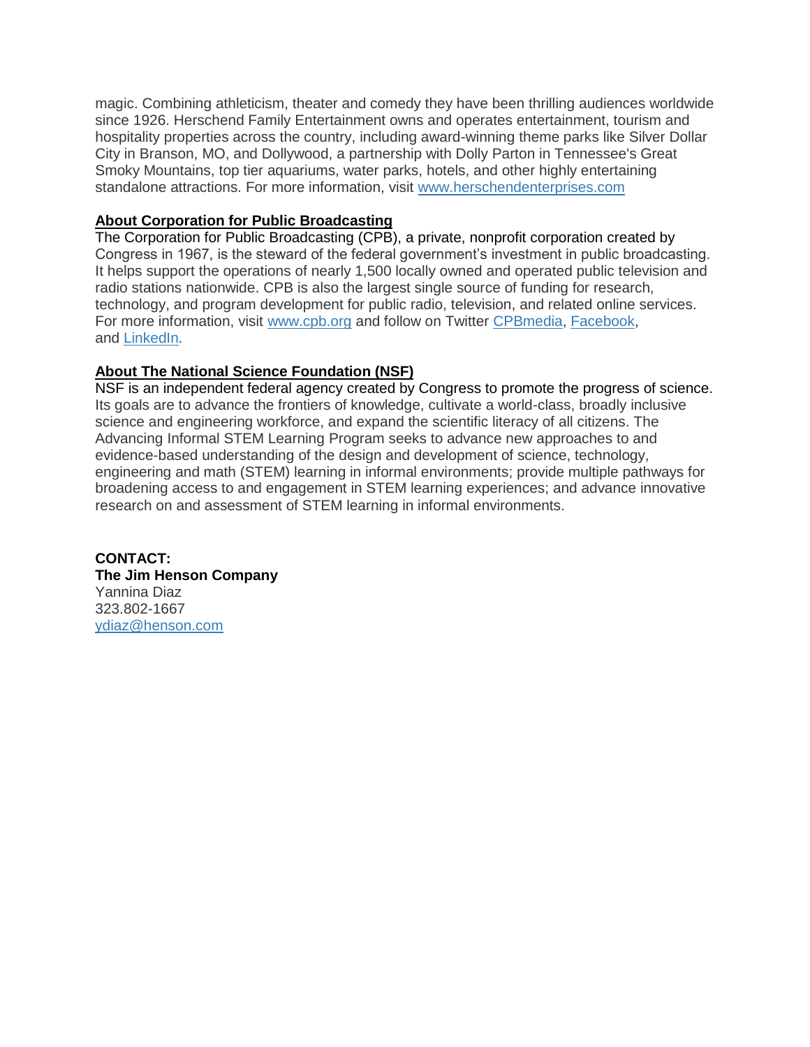magic. Combining athleticism, theater and comedy they have been thrilling audiences worldwide since 1926. Herschend Family Entertainment owns and operates entertainment, tourism and hospitality properties across the country, including award-winning theme parks like Silver Dollar City in Branson, MO, and Dollywood, a partnership with Dolly Parton in Tennessee's Great Smoky Mountains, top tier aquariums, water parks, hotels, and other highly entertaining standalone attractions. For more information, visit [www.herschendenterprises.com](http://www.herschendenterprises.com)

**About Corporation for Public Broadcasting**

The Corporation for Public Broadcasting (CPB), a private, nonprofit corporation created by Congress in 1967, is the steward of the federal government's investment in public broadcasting. It helps support the operations of nearly 1,500 locally owned and operated public television and radio stations nationwide. CPB is also the largest single source of funding for research, technology, and program development for public radio, television, and related online services. For more information, visit [www.cpb.org](http://www.cpb.org) and follow on Twitter CPBmedia, Facebook, and LinkedIn.

**About The National Science Foundation (NSF)**

NSF is an independent federal agency created by Congress to promote the progress of science. Its goals are to advance the frontiers of knowledge, cultivate a world-class, broadly inclusive science and engineering workforce, and expand the scientific literacy of all citizens. The Advancing Informal STEM Learning Program seeks to advance new approaches to and evidence-based understanding of the design and development of science, technology, engineering and math (STEM) learning in informal environments; provide multiple pathways for broadening access to and engagement in STEM learning experiences; and advance innovative research on and assessment of STEM learning in informal environments.

**CONTACT:**
**The Jim Henson Company**
Yannina Diaz
323.802-1667
[ydiaz@henson.com](mailto:ydiaz@henson.com)